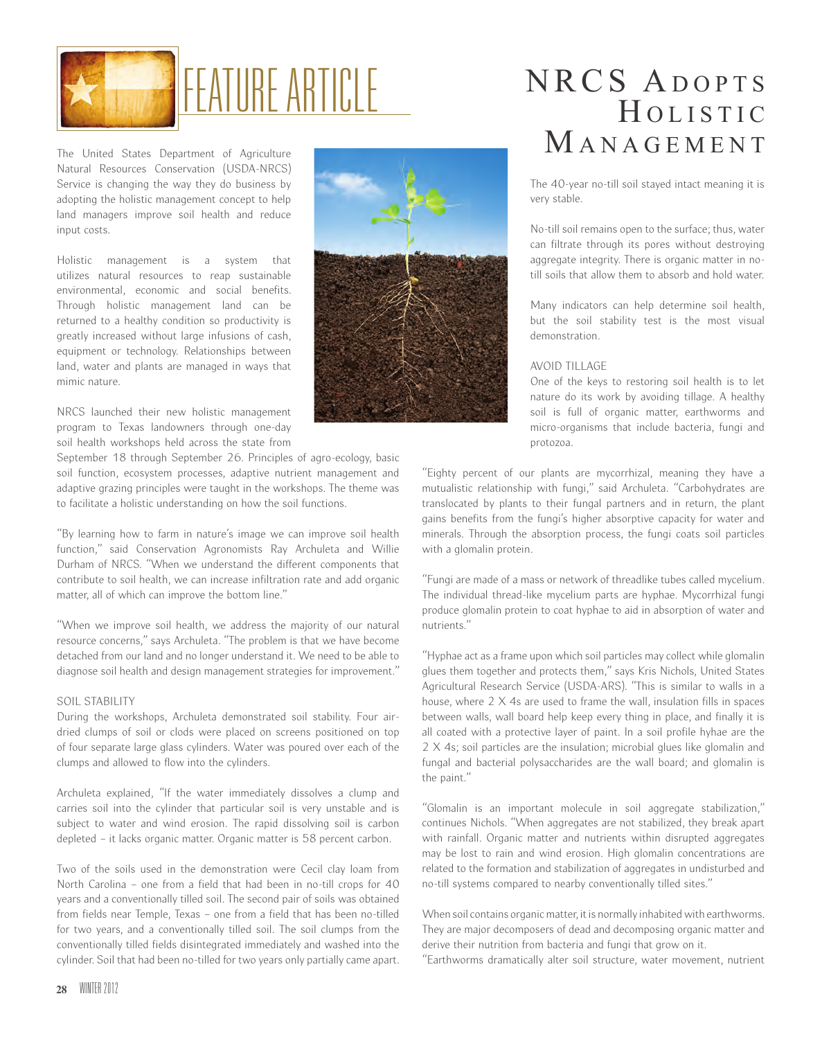FEATURE ARTICLE

# NRCS Adopts Holistic Management

The United States Department of Agriculture Natural Resources Conservation (USDA-NRCS) Service is changing the way they do business by adopting the holistic management concept to help land managers improve soil health and reduce input costs.

Holistic management is a system that utilizes natural resources to reap sustainable environmental, economic and social benefits. Through holistic management land can be returned to a healthy condition so productivity is greatly increased without large infusions of cash, equipment or technology. Relationships between land, water and plants are managed in ways that mimic nature.

NRCS launched their new holistic management program to Texas landowners through one-day soil health workshops held across the state from September 18 through September 26. Principles of agro-ecology, basic soil function, ecosystem processes, adaptive nutrient management and adaptive grazing principles were taught in the workshops. The theme was to facilitate a holistic understanding on how the soil functions.

"By learning how to farm in nature's image we can improve soil health function," said Conservation Agronomists Ray Archuleta and Willie Durham of NRCS. "When we understand the different components that contribute to soil health, we can increase infiltration rate and add organic matter, all of which can improve the bottom line."

"When we improve soil health, we address the majority of our natural resource concerns," says Archuleta. "The problem is that we have become detached from our land and no longer understand it. We need to be able to diagnose soil health and design management strategies for improvement."

## SOIL STABILITY

During the workshops, Archuleta demonstrated soil stability. Four air-dried clumps of soil or clods were placed on screens positioned on top of four separate large glass cylinders. Water was poured over each of the clumps and allowed to flow into the cylinders.

Archuleta explained, "If the water immediately dissolves a clump and carries soil into the cylinder that particular soil is very unstable and is subject to water and wind erosion. The rapid dissolving soil is carbon depleted – it lacks organic matter. Organic matter is 58 percent carbon.

Two of the soils used in the demonstration were Cecil clay loam from North Carolina – one from a field that had been in no-till crops for 40 years and a conventionally tilled soil. The second pair of soils was obtained from fields near Temple, Texas – one from a field that has been no-tilled for two years, and a conventionally tilled soil. The soil clumps from the conventionally tilled fields disintegrated immediately and washed into the cylinder. Soil that had been no-tilled for two years only partially came apart. The 40-year no-till soil stayed intact meaning it is very stable.

No-till soil remains open to the surface; thus, water can filtrate through its pores without destroying aggregate integrity. There is organic matter in no-till soils that allow them to absorb and hold water.

Many indicators can help determine soil health, but the soil stability test is the most visual demonstration.

## AVOID TILLAGE

One of the keys to restoring soil health is to let nature do its work by avoiding tillage. A healthy soil is full of organic matter, earthworms and micro-organisms that include bacteria, fungi and protozoa.

"Eighty percent of our plants are mycorrhizal, meaning they have a mutualistic relationship with fungi," said Archuleta. "Carbohydrates are translocated by plants to their fungal partners and in return, the plant gains benefits from the fungi's higher absorptive capacity for water and minerals. Through the absorption process, the fungi coats soil particles with a glomalin protein.

"Fungi are made of a mass or network of threadlike tubes called mycelium. The individual thread-like mycelium parts are hyphae. Mycorrhizal fungi produce glomalin protein to coat hyphae to aid in absorption of water and nutrients."

"Hyphae act as a frame upon which soil particles may collect while glomalin glues them together and protects them," says Kris Nichols, United States Agricultural Research Service (USDA-ARS). "This is similar to walls in a house, where 2 X 4s are used to frame the wall, insulation fills in spaces between walls, wall board help keep every thing in place, and finally it is all coated with a protective layer of paint. In a soil profile hyhae are the 2 X 4s; soil particles are the insulation; microbial glues like glomalin and fungal and bacterial polysaccharides are the wall board; and glomalin is the paint."

"Glomalin is an important molecule in soil aggregate stabilization," continues Nichols. "When aggregates are not stabilized, they break apart with rainfall. Organic matter and nutrients within disrupted aggregates may be lost to rain and wind erosion. High glomalin concentrations are related to the formation and stabilization of aggregates in undisturbed and no-till systems compared to nearby conventionally tilled sites."

When soil contains organic matter, it is normally inhabited with earthworms. They are major decomposers of dead and decomposing organic matter and derive their nutrition from bacteria and fungi that grow on it.

"Earthworms dramatically alter soil structure, water movement, nutrient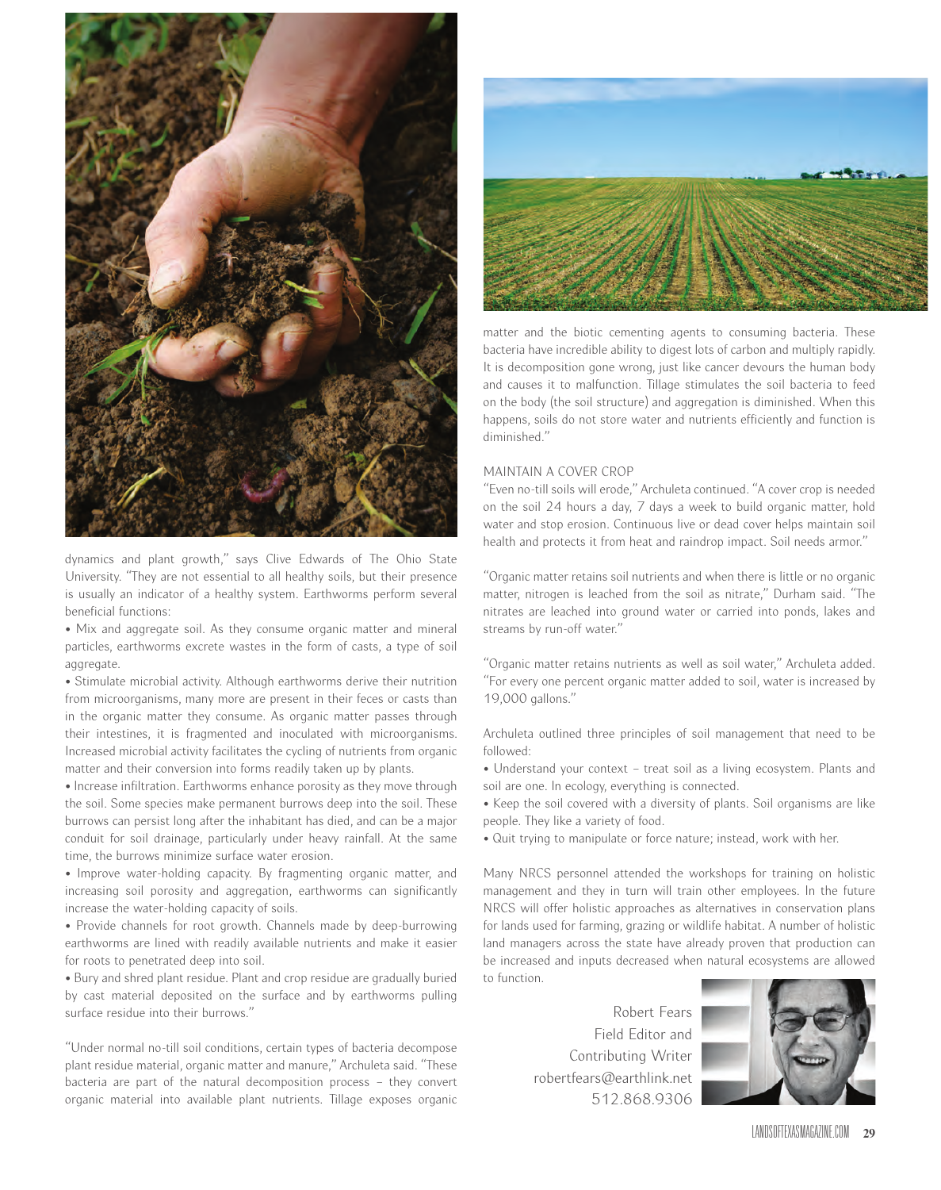dynamics and plant growth," says Clive Edwards of The Ohio State University. "They are not essential to all healthy soils, but their presence is usually an indicator of a healthy system. Earthworms perform several beneficial functions:

- Mix and aggregate soil. As they consume organic matter and mineral particles, earthworms excrete wastes in the form of casts, a type of soil aggregate.
- Stimulate microbial activity. Although earthworms derive their nutrition from microorganisms, many more are present in their feces or casts than in the organic matter they consume. As organic matter passes through their intestines, it is fragmented and inoculated with microorganisms. Increased microbial activity facilitates the cycling of nutrients from organic matter and their conversion into forms readily taken up by plants.
- Increase infiltration. Earthworms enhance porosity as they move through the soil. Some species make permanent burrows deep into the soil. These burrows can persist long after the inhabitant has died, and can be a major conduit for soil drainage, particularly under heavy rainfall. At the same time, the burrows minimize surface water erosion.
- Improve water-holding capacity. By fragmenting organic matter, and increasing soil porosity and aggregation, earthworms can significantly increase the water-holding capacity of soils.
- Provide channels for root growth. Channels made by deep-burrowing earthworms are lined with readily available nutrients and make it easier for roots to penetrated deep into soil.
- Bury and shred plant residue. Plant and crop residue are gradually buried by cast material deposited on the surface and by earthworms pulling surface residue into their burrows."

"Under normal no-till soil conditions, certain types of bacteria decompose plant residue material, organic matter and manure," Archuleta said. "These bacteria are part of the natural decomposition process – they convert organic material into available plant nutrients. Tillage exposes organic matter and the biotic cementing agents to consuming bacteria. These bacteria have incredible ability to digest lots of carbon and multiply rapidly. It is decomposition gone wrong, just like cancer devours the human body and causes it to malfunction. Tillage stimulates the soil bacteria to feed on the body (the soil structure) and aggregation is diminished. When this happens, soils do not store water and nutrients efficiently and function is diminished."

## MAINTAIN A COVER CROP

"Even no-till soils will erode," Archuleta continued. "A cover crop is needed on the soil 24 hours a day, 7 days a week to build organic matter, hold water and stop erosion. Continuous live or dead cover helps maintain soil health and protects it from heat and raindrop impact. Soil needs armor."

"Organic matter retains soil nutrients and when there is little or no organic matter, nitrogen is leached from the soil as nitrate," Durham said. "The nitrates are leached into ground water or carried into ponds, lakes and streams by run-off water."

"Organic matter retains nutrients as well as soil water," Archuleta added. "For every one percent organic matter added to soil, water is increased by 19,000 gallons."

Archuleta outlined three principles of soil management that need to be followed:

- Understand your context – treat soil as a living ecosystem. Plants and soil are one. In ecology, everything is connected.
- Keep the soil covered with a diversity of plants. Soil organisms are like people. They like a variety of food.
- Quit trying to manipulate or force nature; instead, work with her.

Many NRCS personnel attended the workshops for training on holistic management and they in turn will train other employees. In the future NRCS will offer holistic approaches as alternatives in conservation plans for lands used for farming, grazing or wildlife habitat. A number of holistic land managers across the state have already proven that production can be increased and inputs decreased when natural ecosystems are allowed to function.

Robert Fears
Field Editor and
Contributing Writer
robertfears@earthlink.net
512.868.9306